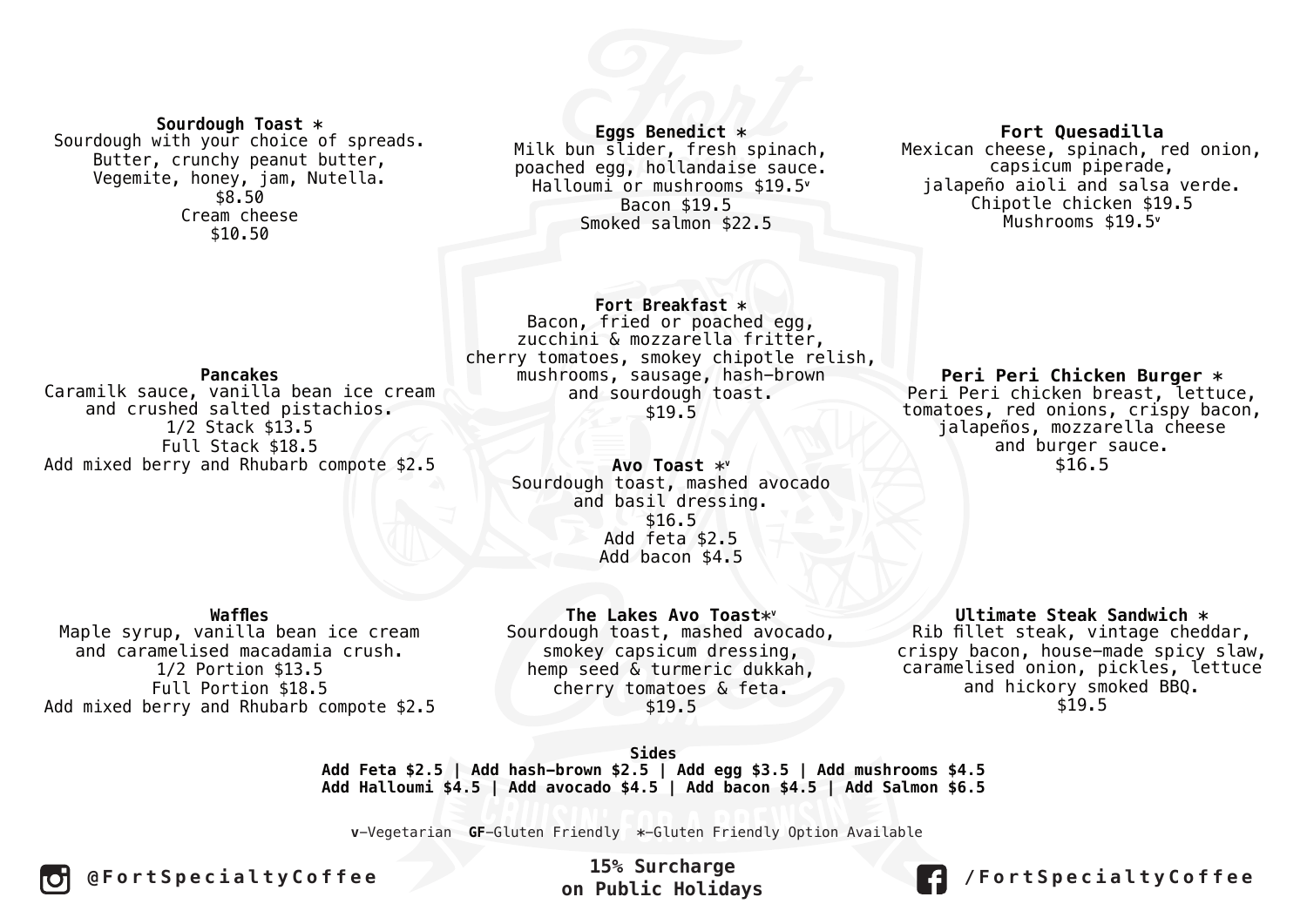**Sourdough Toast ***
Sourdough with your choice of spreads.
Butter, crunchy peanut butter,
Vegemite, honey, jam, Nutella.
$8.50
Cream cheese
$10.50

**Eggs Benedict ***
Milk bun slider, fresh spinach,
poached egg, hollandaise sauce.
Halloumi or mushrooms $19.5ᵛ
Bacon $19.5
Smoked salmon $22.5

**Fort Quesadilla**
Mexican cheese, spinach, red onion,
capsicum piperade,
jalapeño aioli and salsa verde.
Chipotle chicken $19.5
Mushrooms $19.5ᵛ

**Pancakes**
Caramilk sauce, vanilla bean ice cream
and crushed salted pistachios.
1/2 Stack $13.5
Full Stack $18.5
Add mixed berry and Rhubarb compote $2.5

**Fort Breakfast ***
Bacon, fried or poached egg,
zucchini & mozzarella fritter,
cherry tomatoes, smokey chipotle relish,
mushrooms, sausage, hash-brown
and sourdough toast.
$19.5

**Peri Peri Chicken Burger ***
Peri Peri chicken breast, lettuce,
tomatoes, red onions, crispy bacon,
jalapeños, mozzarella cheese
and burger sauce.
$16.5

**Avo Toast *ᵛ**
Sourdough toast, mashed avocado
and basil dressing.
$16.5
Add feta $2.5
Add bacon $4.5

**Waffles**
Maple syrup, vanilla bean ice cream
and caramelised macadamia crush.
1/2 Portion $13.5
Full Portion $18.5
Add mixed berry and Rhubarb compote $2.5

**The Lakes Avo Toast*ᵛ**
Sourdough toast, mashed avocado,
smokey capsicum dressing,
hemp seed & turmeric dukkah,
cherry tomatoes & feta.
$19.5

**Ultimate Steak Sandwich ***
Rib fillet steak, vintage cheddar,
crispy bacon, house-made spicy slaw,
caramelised onion, pickles, lettuce
and hickory smoked BBQ.
$19.5

**Sides**
**Add Feta $2.5 | Add hash-brown $2.5 | Add egg $3.5 | Add mushrooms $4.5**
**Add Halloumi $4.5 | Add avocado $4.5 | Add bacon $4.5 | Add Salmon $6.5**

**v**-Vegetarian **GF**-Gluten Friendly *-Gluten Friendly Option Available

**@FortSpecialtyCoffee**

**15% Surcharge on Public Holidays**

**/FortSpecialtyCoffee**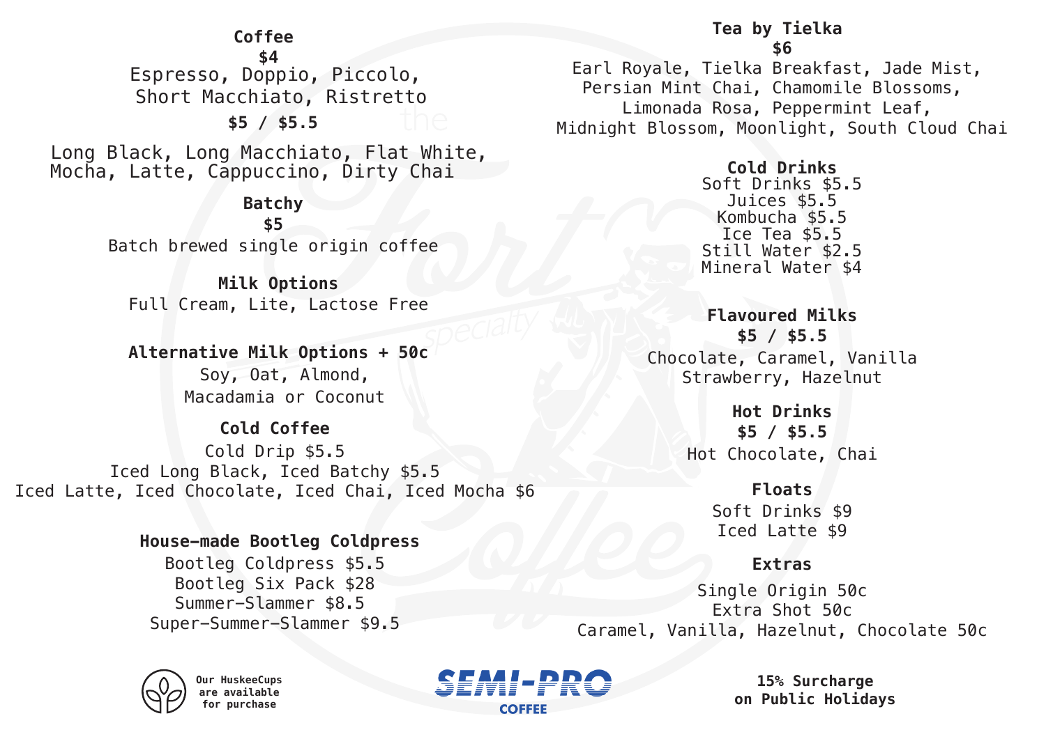## Coffee

**$4**

Espresso, Doppio, Piccolo, Short Macchiato, Ristretto

**$5 / $5.5**

Long Black, Long Macchiato, Flat White, Mocha, Latte, Cappuccino, Dirty Chai

## Batchy

**$5**

Batch brewed single origin coffee

## Milk Options

Full Cream, Lite, Lactose Free

## Alternative Milk Options + 50c

Soy, Oat, Almond, Macadamia or Coconut

## Cold Coffee

Cold Drip $5.5

Iced Long Black, Iced Batchy $5.5

Iced Latte, Iced Chocolate, Iced Chai, Iced Mocha $6

## House-made Bootleg Coldpress

Bootleg Coldpress $5.5

Bootleg Six Pack $28

Summer-Slammer $8.5

Super-Summer-Slammer $9.5

## Tea by Tielka

**$6**

Earl Royale, Tielka Breakfast, Jade Mist, Persian Mint Chai, Chamomile Blossoms, Limonada Rosa, Peppermint Leaf, Midnight Blossom, Moonlight, South Cloud Chai

## Cold Drinks

Soft Drinks $5.5

Juices $5.5

Kombucha $5.5

Ice Tea $5.5

Still Water $2.5

Mineral Water $4

## Flavoured Milks

**$5 / $5.5**

Chocolate, Caramel, Vanilla, Strawberry, Hazelnut

## Hot Drinks

**$5 / $5.5**

Hot Chocolate, Chai

## Floats

Soft Drinks $9

Iced Latte $9

## Extras

Single Origin 50c

Extra Shot 50c

Caramel, Vanilla, Hazelnut, Chocolate 50c

**Our HuskeeCups are available for purchase**

SEMI-PRO COFFEE

**15% Surcharge on Public Holidays**